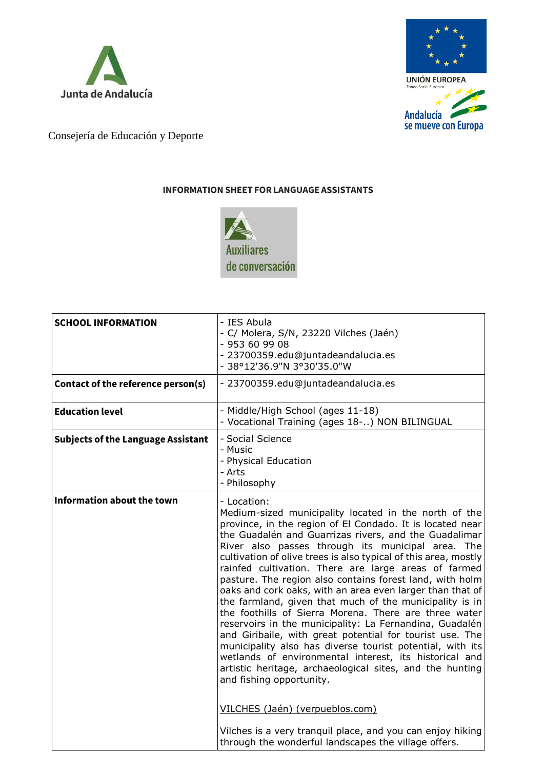Junta de Andalucía

UNIÓN EUROPEA
Fondo Social Europeo

Andalucía se mueve con Europa

Consejería de Educación y Deporte

## INFORMATION SHEET FOR LANGUAGE ASSISTANTS

Auxiliares de conversación

| **SCHOOL INFORMATION** | - IES Abula<br>- C/ Molera, S/N, 23220 Vilches (Jaén)<br>- 953 60 99 08<br>- 23700359.edu@juntadeandalucia.es<br>- 38°12'36.9"N 3°30'35.0"W |
|---|---|
| **Contact of the reference person(s)** | - 23700359.edu@juntadeandalucia.es |
| **Education level** | - Middle/High School (ages 11-18)<br>- Vocational Training (ages 18-..) NON BILINGUAL |
| **Subjects of the Language Assistant** | - Social Science<br>- Music<br>- Physical Education<br>- Arts<br>- Philosophy |
| **Information about the town** | - Location:<br>Medium-sized municipality located in the north of the province, in the region of El Condado. It is located near the Guadalén and Guarrizas rivers, and the Guadalimar River also passes through its municipal area. The cultivation of olive trees is also typical of this area, mostly rainfed cultivation. There are large areas of farmed pasture. The region also contains forest land, with holm oaks and cork oaks, with an area even larger than that of the farmland, given that much of the municipality is in the foothills of Sierra Morena. There are three water reservoirs in the municipality: La Fernandina, Guadalén and Giribaile, with great potential for tourist use. The municipality also has diverse tourist potential, with its wetlands of environmental interest, its historical and artistic heritage, archaeological sites, and the hunting and fishing opportunity.<br><br>VILCHES (Jaén) (verpueblos.com)<br><br>Vilches is a very tranquil place, and you can enjoy hiking through the wonderful landscapes the village offers. |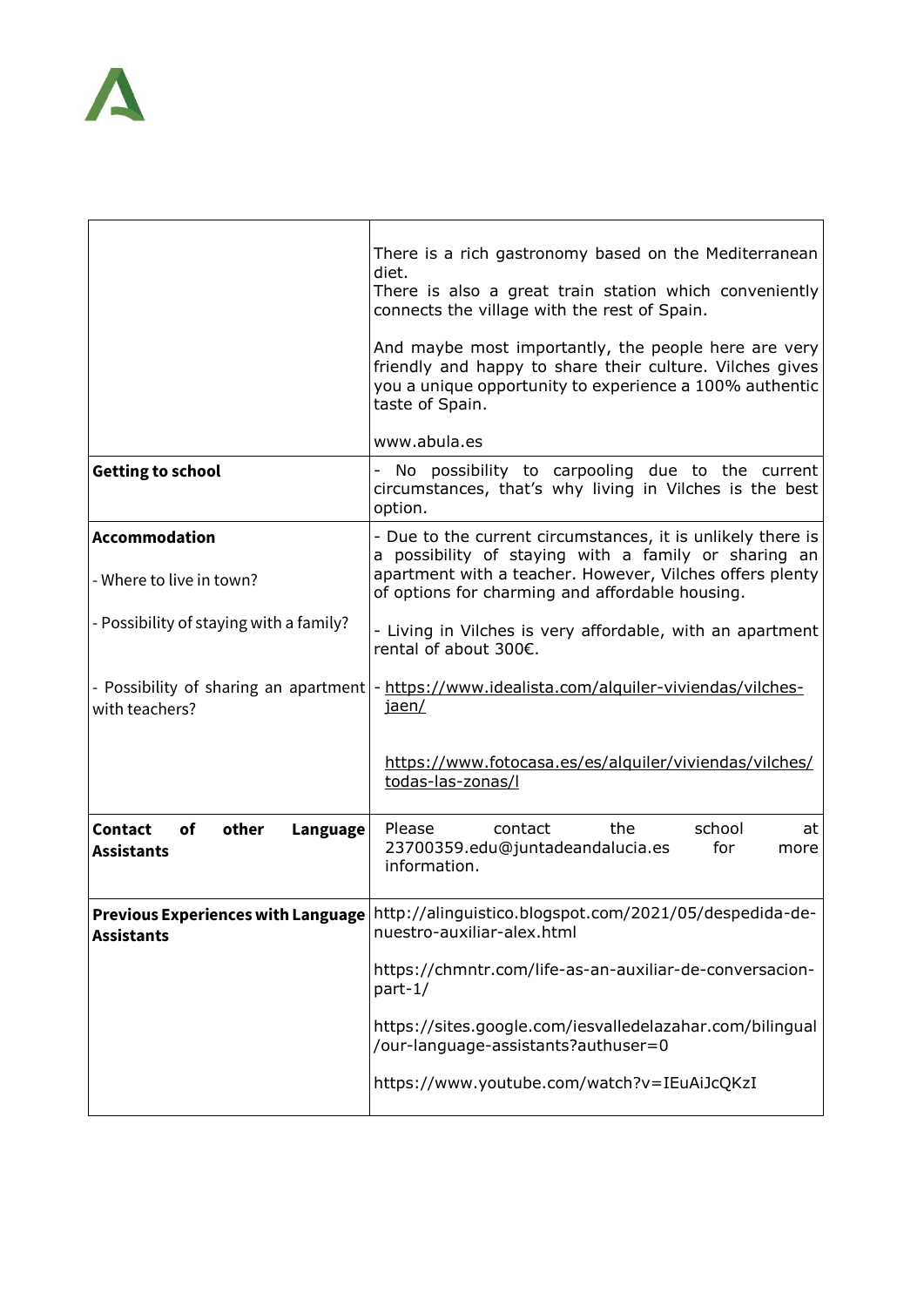| | |
|---|---|
| | There is a rich gastronomy based on the Mediterranean diet.<br>There is also a great train station which conveniently connects the village with the rest of Spain.<br><br>And maybe most importantly, the people here are very friendly and happy to share their culture. Vilches gives you a unique opportunity to experience a 100% authentic taste of Spain.<br><br>www.abula.es |
| **Getting to school** | - No possibility to carpooling due to the current circumstances, that's why living in Vilches is the best option. |
| **Accommodation**<br><br>- Where to live in town?<br><br>- Possibility of staying with a family?<br><br>- Possibility of sharing an apartment with teachers? | - Due to the current circumstances, it is unlikely there is a possibility of staying with a family or sharing an apartment with a teacher. However, Vilches offers plenty of options for charming and affordable housing.<br><br>- Living in Vilches is very affordable, with an apartment rental of about 300€.<br><br>- https://www.idealista.com/alquiler-viviendas/vilches-jaen/<br><br>https://www.fotocasa.es/es/alquiler/viviendas/vilches/todas-las-zonas/l |
| **Contact of other Language Assistants** | Please contact the school at 23700359.edu@juntadeandalucia.es for more information. |
| **Previous Experiences with Language Assistants** | http://alinguistico.blogspot.com/2021/05/despedida-de-nuestro-auxiliar-alex.html<br><br>https://chmntr.com/life-as-an-auxiliar-de-conversacion-part-1/<br><br>https://sites.google.com/iesvalledelazahar.com/bilingual/our-language-assistants?authuser=0<br><br>https://www.youtube.com/watch?v=IEuAiJcQKzI |